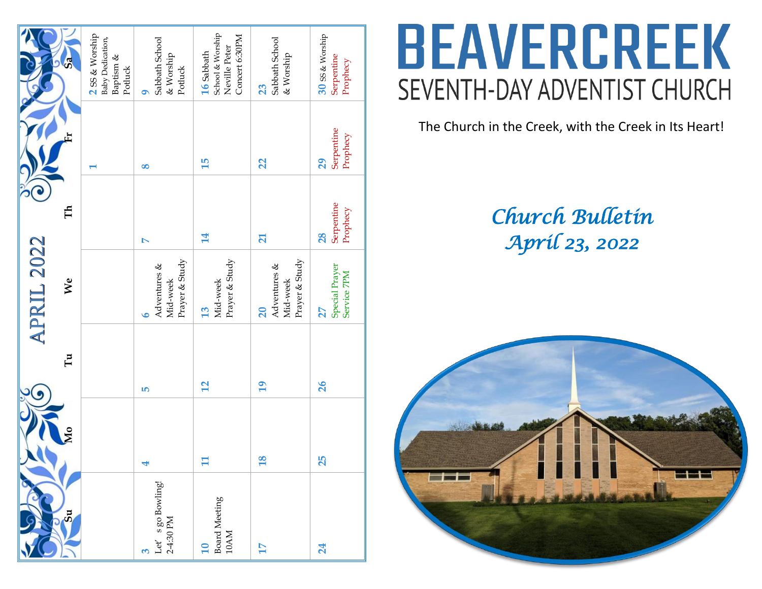## APRIL 2022

| Su | Mo | Tu | We | Th | Fr | Sa |
|---|---|---|---|---|---|---|
| | | | | | 1 | 2 SS & Worship Baby Dedication, Baptism & Potluck |
| 3 Let's go Bowling! 2-4:30 PM | 4 | 5 | 6 Adventures & Mid-week Prayer & Study | 7 | 8 | 9 Sabbath School & Worship Potluck |
| 10 Board Meeting 10AM | 11 | 12 | 13 Mid-week Prayer & Study | 14 | 15 | 16 Sabbath School & Worship Neville Peter Concert 6:30PM |
| 17 | 18 | 19 | 20 Adventures & Mid-week Prayer & Study | 21 | 22 | 23 Sabbath School & Worship |
| 24 | 25 | 26 | 27 Special Prayer Service 7PM | 28 Serpentine Prophecy | 29 Serpentine Prophecy | 30 SS & Worship Serpentine Prophecy |

# BEAVERCREEK

## SEVENTH-DAY ADVENTIST CHURCH

The Church in the Creek, with the Creek in Its Heart!

## *Church Bulletin*
## *April 23, 2022*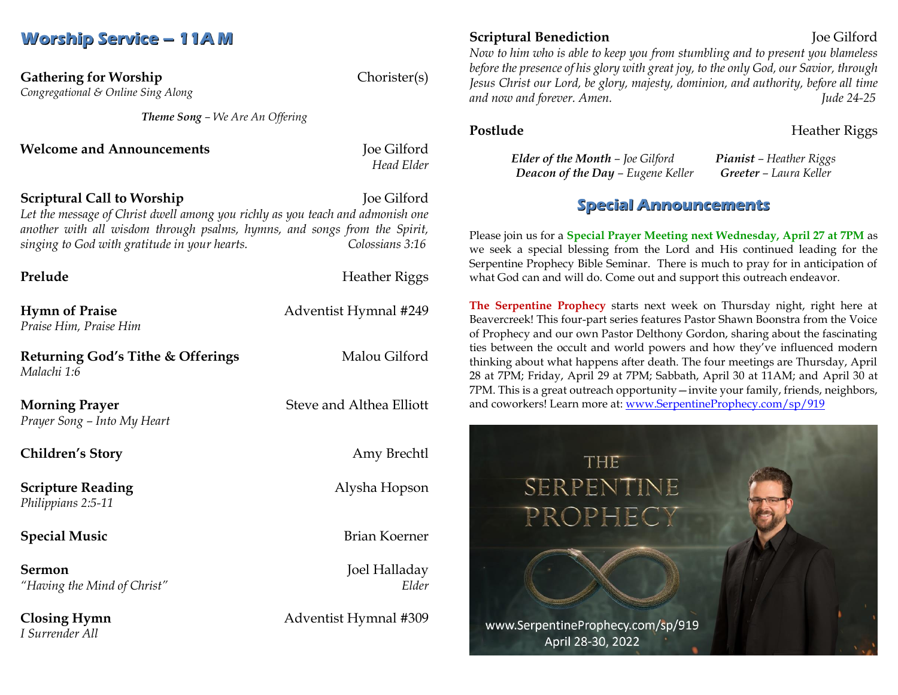## Worship Service – 11AM

**Gathering for Worship** — Chorister(s)
*Congregational & Online Sing Along*

***Theme Song** – We Are An Offering*

**Welcome and Announcements** — Joe Gilford
*Head Elder*

**Scriptural Call to Worship** — Joe Gilford
*Let the message of Christ dwell among you richly as you teach and admonish one another with all wisdom through psalms, hymns, and songs from the Spirit, singing to God with gratitude in your hearts.* *Colossians 3:16*

**Prelude** — Heather Riggs

**Hymn of Praise** — Adventist Hymnal #249
*Praise Him, Praise Him*

**Returning God's Tithe & Offerings** — Malou Gilford
*Malachi 1:6*

**Morning Prayer** — Steve and Althea Elliott
*Prayer Song – Into My Heart*

**Children's Story** — Amy Brechtl

**Scripture Reading** — Alysha Hopson
*Philippians 2:5-11*

**Special Music** — Brian Koerner

**Sermon** — Joel Halladay
*"Having the Mind of Christ"* — *Elder*

**Closing Hymn** — Adventist Hymnal #309
*I Surrender All*

**Scriptural Benediction** — Joe Gilford
*Now to him who is able to keep you from stumbling and to present you blameless before the presence of his glory with great joy, to the only God, our Savior, through Jesus Christ our Lord, be glory, majesty, dominion, and authority, before all time and now and forever. Amen.* *Jude 24-25*

**Postlude** — Heather Riggs

***Elder of the Month** – Joe Gilford*
***Deacon of the Day** – Eugene Keller*
***Pianist** – Heather Riggs*
***Greeter** – Laura Keller*

## Special Announcements

Please join us for a **Special Prayer Meeting next Wednesday, April 27 at 7PM** as we seek a special blessing from the Lord and His continued leading for the Serpentine Prophecy Bible Seminar. There is much to pray for in anticipation of what God can and will do. Come out and support this outreach endeavor.

**The Serpentine Prophecy** starts next week on Thursday night, right here at Beavercreek! This four-part series features Pastor Shawn Boonstra from the Voice of Prophecy and our own Pastor Delthony Gordon, sharing about the fascinating ties between the occult and world powers and how they've influenced modern thinking about what happens after death. The four meetings are Thursday, April 28 at 7PM; Friday, April 29 at 7PM; Sabbath, April 30 at 11AM; and April 30 at 7PM. This is a great outreach opportunity—invite your family, friends, neighbors, and coworkers! Learn more at: www.SerpentineProphecy.com/sp/919

THE SERPENTINE PROPHECY
www.SerpentineProphecy.com/sp/919
April 28-30, 2022